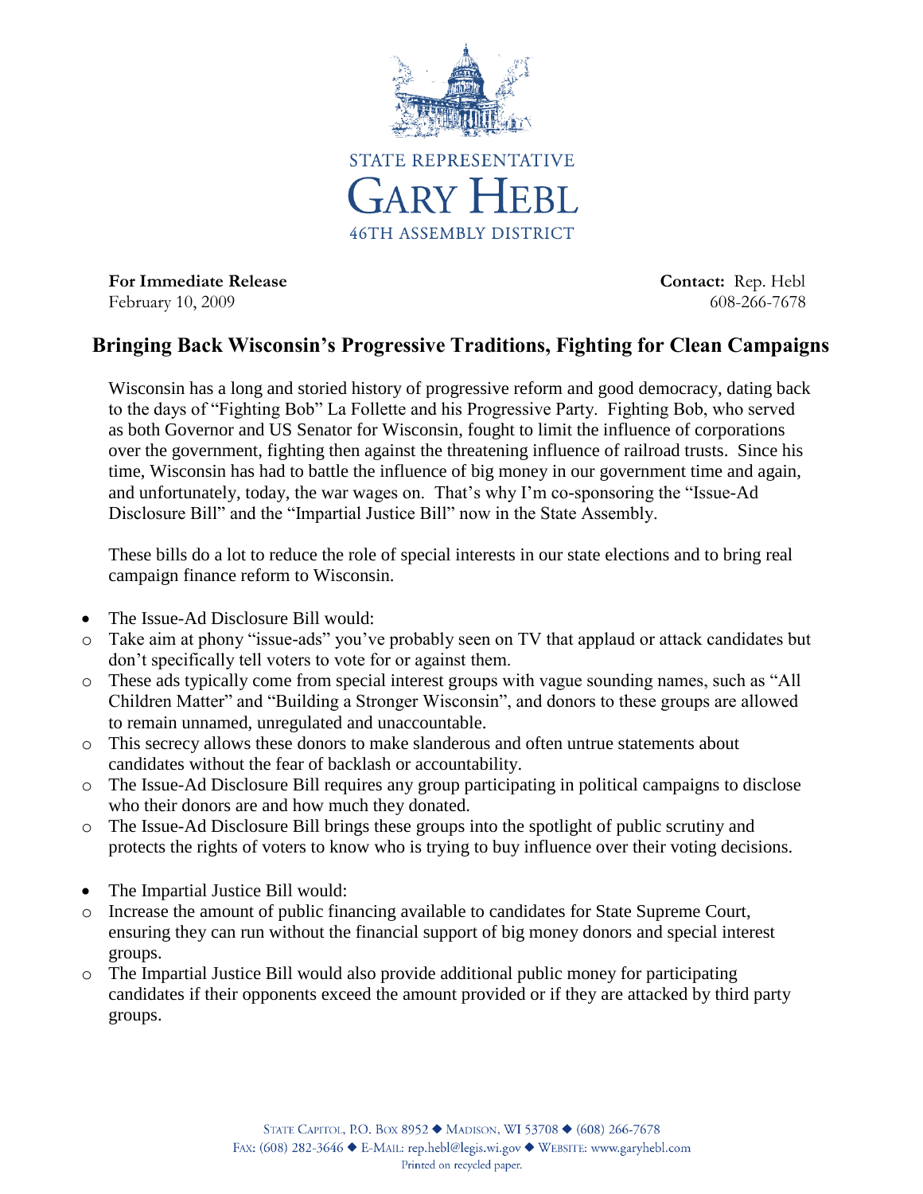STATE REPRESENTATIVE

GARY HEBL

46TH ASSEMBLY DISTRICT

**For Immediate Release**
February 10, 2009

**Contact:** Rep. Hebl
608-266-7678

# Bringing Back Wisconsin's Progressive Traditions, Fighting for Clean Campaigns

Wisconsin has a long and storied history of progressive reform and good democracy, dating back to the days of "Fighting Bob" La Follette and his Progressive Party. Fighting Bob, who served as both Governor and US Senator for Wisconsin, fought to limit the influence of corporations over the government, fighting then against the threatening influence of railroad trusts. Since his time, Wisconsin has had to battle the influence of big money in our government time and again, and unfortunately, today, the war wages on. That's why I'm co-sponsoring the "Issue-Ad Disclosure Bill" and the "Impartial Justice Bill" now in the State Assembly.

These bills do a lot to reduce the role of special interests in our state elections and to bring real campaign finance reform to Wisconsin.

- The Issue-Ad Disclosure Bill would:
  - Take aim at phony "issue-ads" you've probably seen on TV that applaud or attack candidates but don't specifically tell voters to vote for or against them.
  - These ads typically come from special interest groups with vague sounding names, such as "All Children Matter" and "Building a Stronger Wisconsin", and donors to these groups are allowed to remain unnamed, unregulated and unaccountable.
  - This secrecy allows these donors to make slanderous and often untrue statements about candidates without the fear of backlash or accountability.
  - The Issue-Ad Disclosure Bill requires any group participating in political campaigns to disclose who their donors are and how much they donated.
  - The Issue-Ad Disclosure Bill brings these groups into the spotlight of public scrutiny and protects the rights of voters to know who is trying to buy influence over their voting decisions.

- The Impartial Justice Bill would:
  - Increase the amount of public financing available to candidates for State Supreme Court, ensuring they can run without the financial support of big money donors and special interest groups.
  - The Impartial Justice Bill would also provide additional public money for participating candidates if their opponents exceed the amount provided or if they are attacked by third party groups.

STATE CAPITOL, P.O. BOX 8952 ◆ MADISON, WI 53708 ◆ (608) 266-7678
FAX: (608) 282-3646 ◆ E-MAIL: rep.hebl@legis.wi.gov ◆ WEBSITE: www.garyhebl.com
Printed on recycled paper.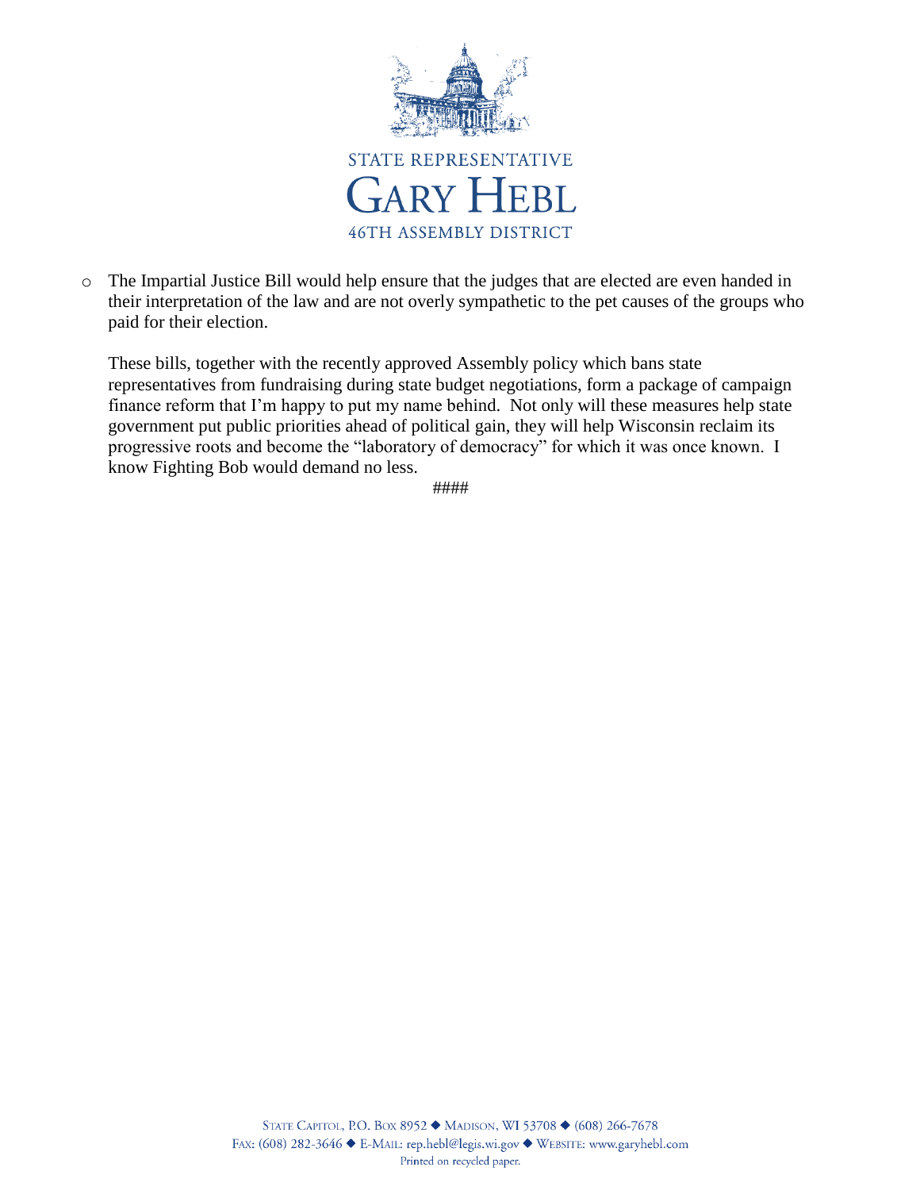STATE REPRESENTATIVE
# GARY HEBL
46TH ASSEMBLY DISTRICT

- The Impartial Justice Bill would help ensure that the judges that are elected are even handed in their interpretation of the law and are not overly sympathetic to the pet causes of the groups who paid for their election.

These bills, together with the recently approved Assembly policy which bans state representatives from fundraising during state budget negotiations, form a package of campaign finance reform that I'm happy to put my name behind. Not only will these measures help state government put public priorities ahead of political gain, they will help Wisconsin reclaim its progressive roots and become the "laboratory of democracy" for which it was once known. I know Fighting Bob would demand no less.

####

STATE CAPITOL, P.O. BOX 8952 ◆ MADISON, WI 53708 ◆ (608) 266-7678
FAX: (608) 282-3646 ◆ E-MAIL: rep.hebl@legis.wi.gov ◆ WEBSITE: www.garyhebl.com
Printed on recycled paper.